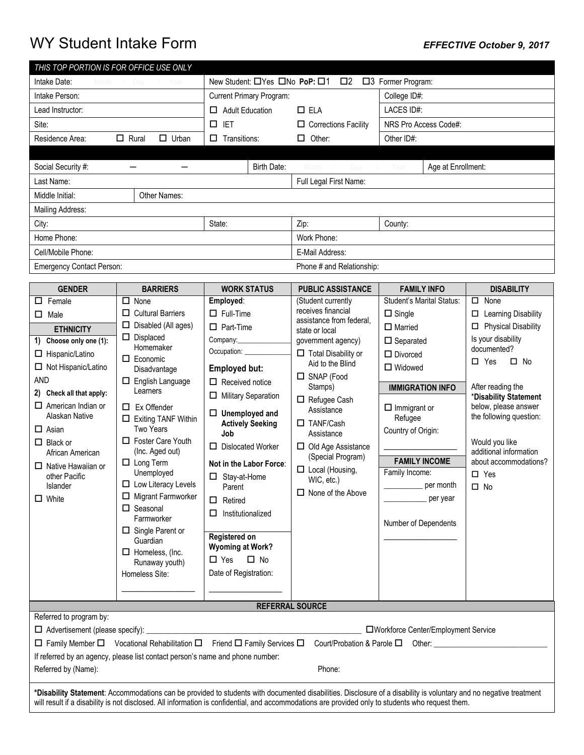# WY Student Intake Form

***EFFECTIVE October 9, 2017***

| *THIS TOP PORTION IS FOR OFFICE USE ONLY* | | | | |
|---|---|---|---|---|
| Intake Date: Month / Day / Year | New Student: ☐Yes ☐No **PoP:** ☐1 ☐2 ☐3 | | Former Program: | |
| Intake Person: | Current Primary Program: | | College ID#: | |
| Lead Instructor: | ☐ Adult Education | ☐ ELA | LACES ID#: | |
| Site: | ☐ IET | ☐ Corrections Facility | NRS Pro Access Code#: | |
| Residence Area: ☐ Rural ☐ Urban | ☐ Transitions: | ☐ Other: | Other ID#: | |

| | | | | |
|---|---|---|---|---|
| Social Security #: — — | | Birth Date: Month / Day / Year | | Age at Enrollment: |
| Last Name: | | Full Legal First Name: | | |
| Middle Initial: | Other Names: | | | |
| Mailing Address: | | | | |
| City: | State: | Zip: | County: | |
| Home Phone: | | Work Phone: | | |
| Cell/Mobile Phone: | | E-Mail Address: | | |
| Emergency Contact Person: | | Phone # and Relationship: | | |

| GENDER | BARRIERS | WORK STATUS | PUBLIC ASSISTANCE | FAMILY INFO | DISABILITY |
|---|---|---|---|---|---|
| ☐ Female<br>☐ Male<br>**ETHNICITY**<br>**1) Choose only one (1):**<br>☐ Hispanic/Latino<br>☐ Not Hispanic/Latino<br>AND<br>**2) Check all that apply:**<br>☐ American Indian or Alaskan Native<br>☐ Asian<br>☐ Black or African American<br>☐ Native Hawaiian or other Pacific Islander<br>☐ White | ☐ None<br>☐ Cultural Barriers<br>☐ Disabled (All ages)<br>☐ Displaced Homemaker<br>☐ Economic Disadvantage<br>☐ English Language Learners<br>☐ Ex Offender<br>☐ Exiting TANF Within Two Years<br>☐ Foster Care Youth (Inc. Aged out)<br>☐ Long Term Unemployed<br>☐ Low Literacy Levels<br>☐ Migrant Farmworker<br>☐ Seasonal Farmworker<br>☐ Single Parent or Guardian<br>☐ Homeless, (Inc. Runaway youth)<br>Homeless Site:<br>__________________ | **Employed**:<br>☐ Full-Time<br>☐ Part-Time<br>Company:_______________<br>Occupation: _____________<br>**Employed but:**<br>☐ Received notice<br>☐ Military Separation<br>☐ **Unemployed and Actively Seeking Job**<br>☐ Dislocated Worker<br>**Not in the Labor Force**:<br>☐ Stay-at-Home Parent<br>☐ Retired<br>☐ Institutionalized<br>**Registered on Wyoming at Work?**<br>☐ Yes ☐ No<br>Date of Registration:<br>__________________ | (Student currently receives financial assistance from federal, state or local government agency)<br>☐ Total Disability or Aid to the Blind<br>☐ SNAP (Food Stamps)<br>☐ Refugee Cash Assistance<br>☐ TANF/Cash Assistance<br>☐ Old Age Assistance (Special Program)<br>☐ Local (Housing, WIC, etc.)<br>☐ None of the Above | Student's Marital Status:<br>☐ Single<br>☐ Married<br>☐ Separated<br>☐ Divorced<br>☐ Widowed<br>**IMMIGRATION INFO**<br>☐ Immigrant or Refugee<br>Country of Origin:<br>__________________<br>**FAMILY INCOME**<br>Family Income:<br>__________ per month<br>___________ per year<br>Number of Dependents<br>__________________ | ☐ None<br>☐ Learning Disability<br>☐ Physical Disability<br>Is your disability documented?<br>☐ Yes ☐ No<br>After reading the *Disability Statement below, please answer the following question:<br>Would you like additional information about accommodations?<br>☐ Yes<br>☐ No |

**REFERRAL SOURCE**

Referred to program by:

☐ Advertisement (please specify): _______________________________________________________ ☐Workforce Center/Employment Service

☐ Family Member ☐ Vocational Rehabilitation ☐ Friend ☐ Family Services ☐ Court/Probation & Parole ☐ Other: ____________________________

If referred by an agency, please list contact person's name and phone number:

Referred by (Name): Phone:

***Disability Statement**: Accommodations can be provided to students with documented disabilities. Disclosure of a disability is voluntary and no negative treatment will result if a disability is not disclosed. All information is confidential, and accommodations are provided only to students who request them.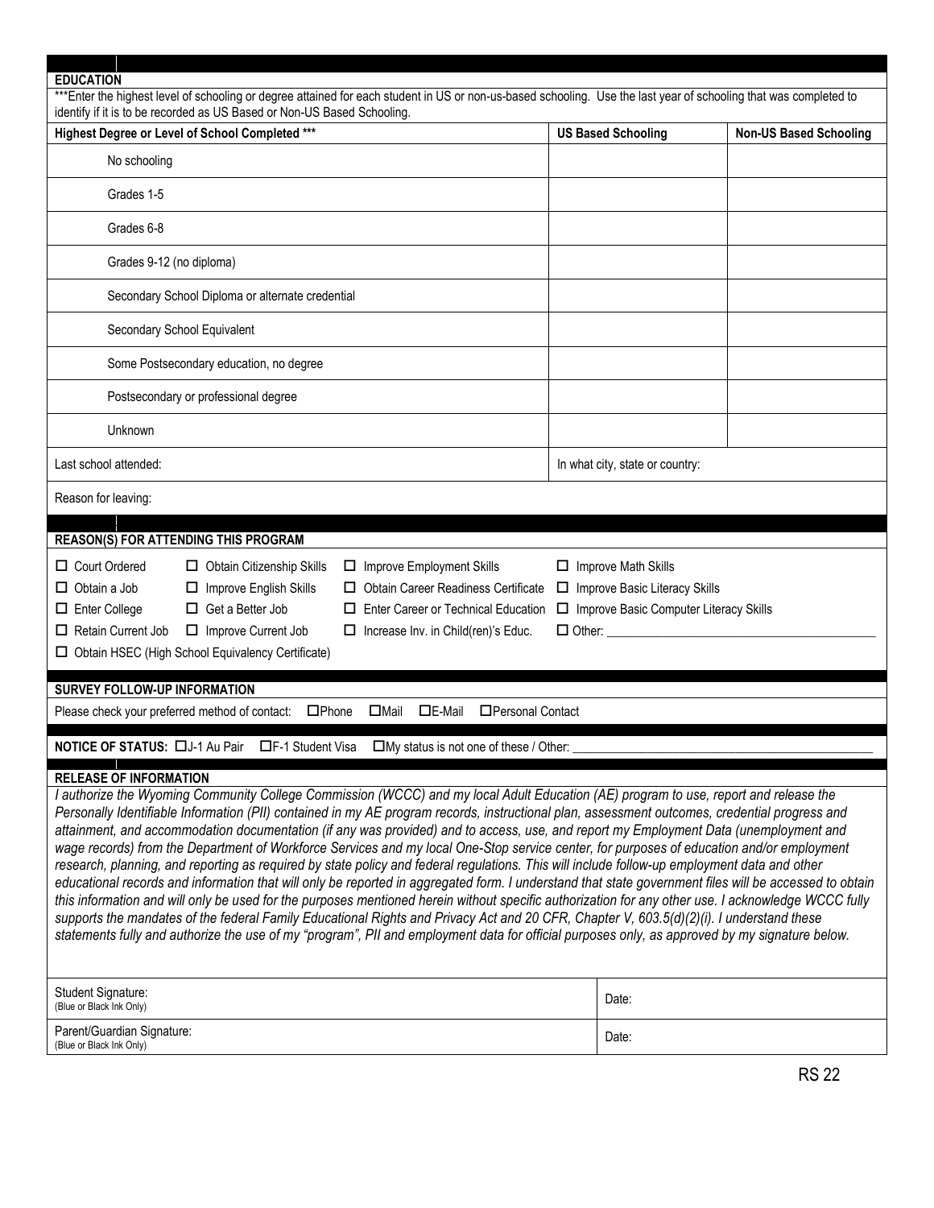## EDUCATION

***Enter the highest level of schooling or degree attained for each student in US or non-us-based schooling. Use the last year of schooling that was completed to identify if it is to be recorded as US Based or Non-US Based Schooling.

| Highest Degree or Level of School Completed *** | US Based Schooling | Non-US Based Schooling |
|---|---|---|
| No schooling | | |
| Grades 1-5 | | |
| Grades 6-8 | | |
| Grades 9-12 (no diploma) | | |
| Secondary School Diploma or alternate credential | | |
| Secondary School Equivalent | | |
| Some Postsecondary education, no degree | | |
| Postsecondary or professional degree | | |
| Unknown | | |
| Last school attended: | In what city, state or country: | |
| Reason for leaving: | | |

## REASON(S) FOR ATTENDING THIS PROGRAM

- ☐ Court Ordered
- ☐ Obtain Citizenship Skills
- ☐ Improve Employment Skills
- ☐ Improve Math Skills
- ☐ Obtain a Job
- ☐ Improve English Skills
- ☐ Obtain Career Readiness Certificate
- ☐ Improve Basic Literacy Skills
- ☐ Enter College
- ☐ Get a Better Job
- ☐ Enter Career or Technical Education
- ☐ Improve Basic Computer Literacy Skills
- ☐ Retain Current Job
- ☐ Improve Current Job
- ☐ Increase Inv. in Child(ren)'s Educ.
- ☐ Other: ____________________
- ☐ Obtain HSEC (High School Equivalency Certificate)

## SURVEY FOLLOW-UP INFORMATION

Please check your preferred method of contact: ☐Phone ☐Mail ☐E-Mail ☐Personal Contact

**NOTICE OF STATUS:** ☐J-1 Au Pair ☐F-1 Student Visa ☐My status is not one of these / Other: ____________________

## RELEASE OF INFORMATION

*I authorize the Wyoming Community College Commission (WCCC) and my local Adult Education (AE) program to use, report and release the Personally Identifiable Information (PII) contained in my AE program records, instructional plan, assessment outcomes, credential progress and attainment, and accommodation documentation (if any was provided) and to access, use, and report my Employment Data (unemployment and wage records) from the Department of Workforce Services and my local One-Stop service center, for purposes of education and/or employment research, planning, and reporting as required by state policy and federal regulations. This will include follow-up employment data and other educational records and information that will only be reported in aggregated form. I understand that state government files will be accessed to obtain this information and will only be used for the purposes mentioned herein without specific authorization for any other use. I acknowledge WCCC fully supports the mandates of the federal Family Educational Rights and Privacy Act and 20 CFR, Chapter V, 603.5(d)(2)(i). I understand these statements fully and authorize the use of my "program", PII and employment data for official purposes only, as approved by my signature below.*

| | |
|---|---|
| Student Signature: (Blue or Black Ink Only) | Date: |
| Parent/Guardian Signature: (Blue or Black Ink Only) | Date: |

RS 22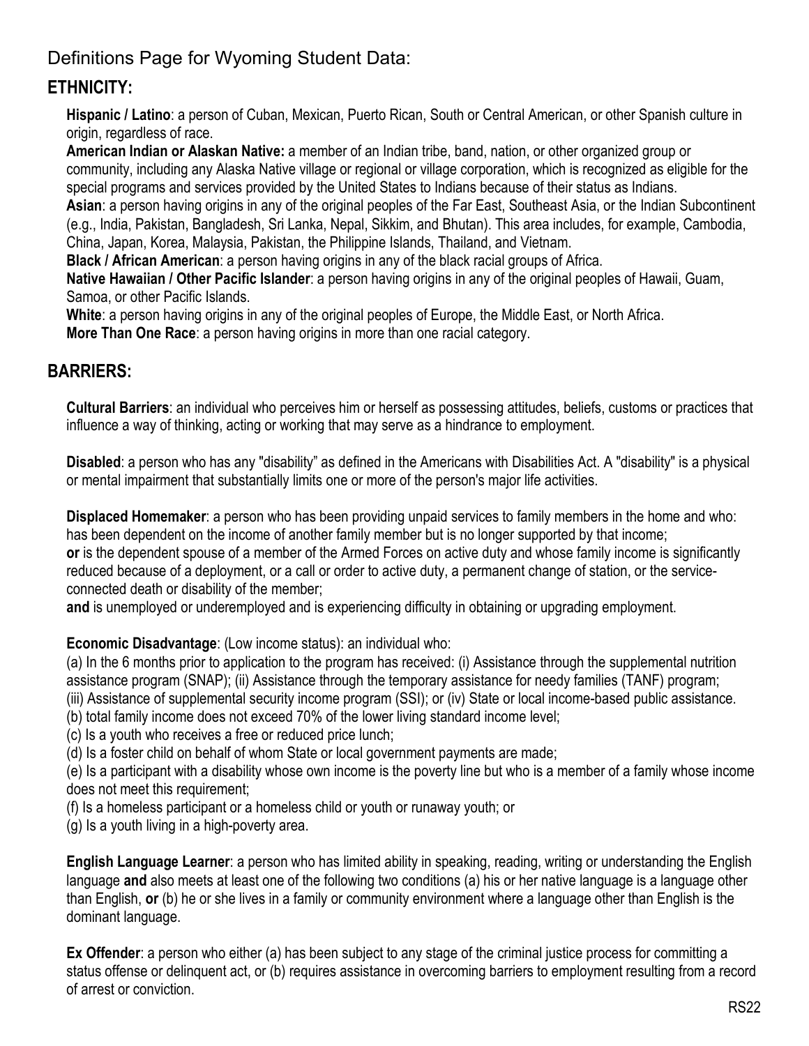# Definitions Page for Wyoming Student Data:

## ETHNICITY:

**Hispanic / Latino**: a person of Cuban, Mexican, Puerto Rican, South or Central American, or other Spanish culture in origin, regardless of race.

**American Indian or Alaskan Native:** a member of an Indian tribe, band, nation, or other organized group or community, including any Alaska Native village or regional or village corporation, which is recognized as eligible for the special programs and services provided by the United States to Indians because of their status as Indians.

**Asian**: a person having origins in any of the original peoples of the Far East, Southeast Asia, or the Indian Subcontinent (e.g., India, Pakistan, Bangladesh, Sri Lanka, Nepal, Sikkim, and Bhutan). This area includes, for example, Cambodia, China, Japan, Korea, Malaysia, Pakistan, the Philippine Islands, Thailand, and Vietnam.

**Black / African American**: a person having origins in any of the black racial groups of Africa.

**Native Hawaiian / Other Pacific Islander**: a person having origins in any of the original peoples of Hawaii, Guam, Samoa, or other Pacific Islands.

**White**: a person having origins in any of the original peoples of Europe, the Middle East, or North Africa.

**More Than One Race**: a person having origins in more than one racial category.

## BARRIERS:

**Cultural Barriers**: an individual who perceives him or herself as possessing attitudes, beliefs, customs or practices that influence a way of thinking, acting or working that may serve as a hindrance to employment.

**Disabled**: a person who has any "disability" as defined in the Americans with Disabilities Act. A "disability" is a physical or mental impairment that substantially limits one or more of the person's major life activities.

**Displaced Homemaker**: a person who has been providing unpaid services to family members in the home and who: has been dependent on the income of another family member but is no longer supported by that income;
**or** is the dependent spouse of a member of the Armed Forces on active duty and whose family income is significantly reduced because of a deployment, or a call or order to active duty, a permanent change of station, or the service-connected death or disability of the member;
**and** is unemployed or underemployed and is experiencing difficulty in obtaining or upgrading employment.

**Economic Disadvantage**: (Low income status): an individual who:

(a) In the 6 months prior to application to the program has received: (i) Assistance through the supplemental nutrition assistance program (SNAP); (ii) Assistance through the temporary assistance for needy families (TANF) program; (iii) Assistance of supplemental security income program (SSI); or (iv) State or local income-based public assistance.
(b) total family income does not exceed 70% of the lower living standard income level;
(c) Is a youth who receives a free or reduced price lunch;
(d) Is a foster child on behalf of whom State or local government payments are made;
(e) Is a participant with a disability whose own income is the poverty line but who is a member of a family whose income does not meet this requirement;
(f) Is a homeless participant or a homeless child or youth or runaway youth; or
(g) Is a youth living in a high-poverty area.

**English Language Learner**: a person who has limited ability in speaking, reading, writing or understanding the English language **and** also meets at least one of the following two conditions (a) his or her native language is a language other than English, **or** (b) he or she lives in a family or community environment where a language other than English is the dominant language.

**Ex Offender**: a person who either (a) has been subject to any stage of the criminal justice process for committing a status offense or delinquent act, or (b) requires assistance in overcoming barriers to employment resulting from a record of arrest or conviction.

RS22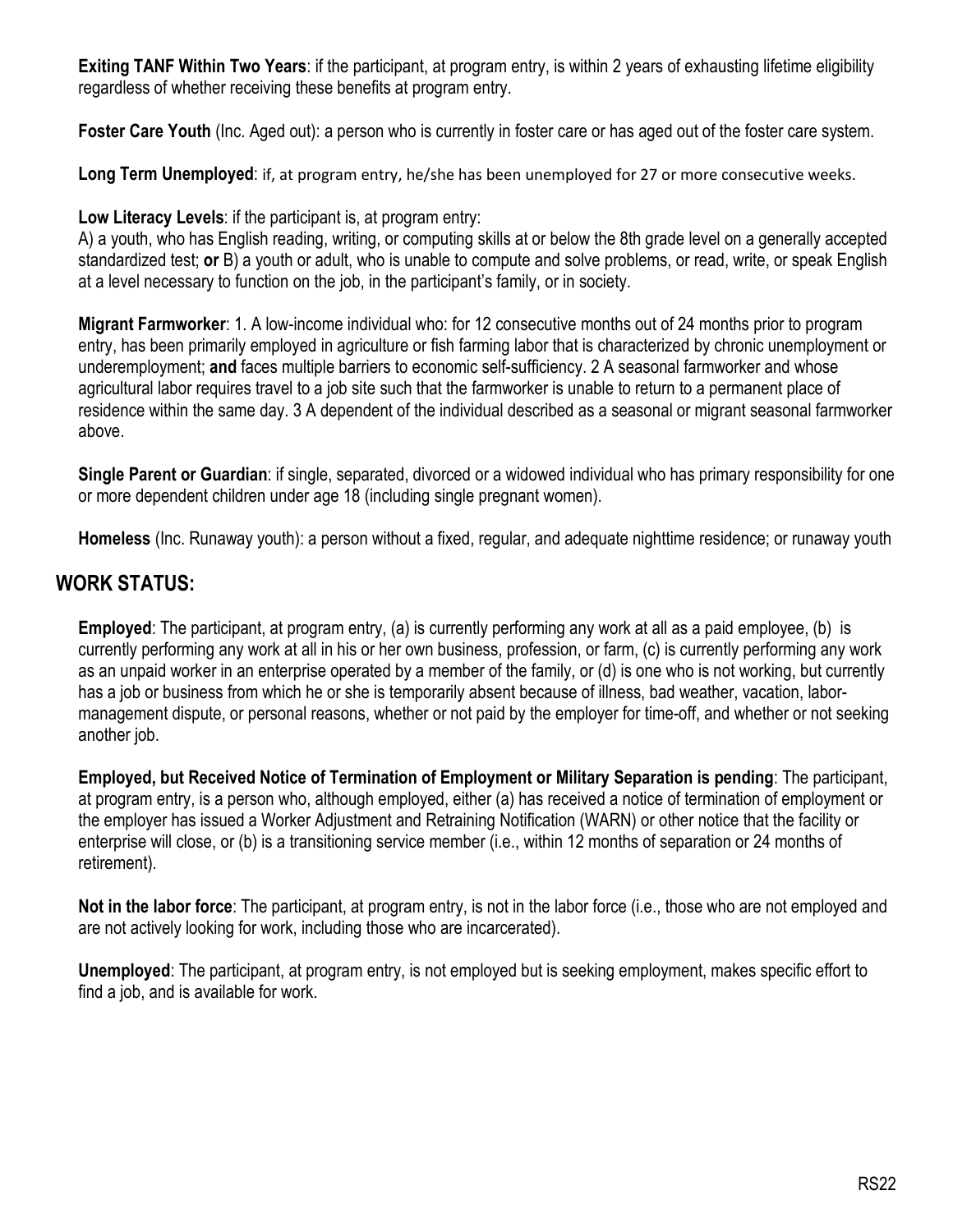**Exiting TANF Within Two Years**: if the participant, at program entry, is within 2 years of exhausting lifetime eligibility regardless of whether receiving these benefits at program entry.

**Foster Care Youth** (Inc. Aged out): a person who is currently in foster care or has aged out of the foster care system.

**Long Term Unemployed**: if, at program entry, he/she has been unemployed for 27 or more consecutive weeks.

**Low Literacy Levels**: if the participant is, at program entry:
A) a youth, who has English reading, writing, or computing skills at or below the 8th grade level on a generally accepted standardized test; **or** B) a youth or adult, who is unable to compute and solve problems, or read, write, or speak English at a level necessary to function on the job, in the participant's family, or in society.

**Migrant Farmworker**: 1. A low-income individual who: for 12 consecutive months out of 24 months prior to program entry, has been primarily employed in agriculture or fish farming labor that is characterized by chronic unemployment or underemployment; **and** faces multiple barriers to economic self-sufficiency. 2 A seasonal farmworker and whose agricultural labor requires travel to a job site such that the farmworker is unable to return to a permanent place of residence within the same day. 3 A dependent of the individual described as a seasonal or migrant seasonal farmworker above.

**Single Parent or Guardian**: if single, separated, divorced or a widowed individual who has primary responsibility for one or more dependent children under age 18 (including single pregnant women).

**Homeless** (Inc. Runaway youth): a person without a fixed, regular, and adequate nighttime residence; or runaway youth

## WORK STATUS:

**Employed**: The participant, at program entry, (a) is currently performing any work at all as a paid employee, (b) is currently performing any work at all in his or her own business, profession, or farm, (c) is currently performing any work as an unpaid worker in an enterprise operated by a member of the family, or (d) is one who is not working, but currently has a job or business from which he or she is temporarily absent because of illness, bad weather, vacation, labor-management dispute, or personal reasons, whether or not paid by the employer for time-off, and whether or not seeking another job.

**Employed, but Received Notice of Termination of Employment or Military Separation is pending**: The participant, at program entry, is a person who, although employed, either (a) has received a notice of termination of employment or the employer has issued a Worker Adjustment and Retraining Notification (WARN) or other notice that the facility or enterprise will close, or (b) is a transitioning service member (i.e., within 12 months of separation or 24 months of retirement).

**Not in the labor force**: The participant, at program entry, is not in the labor force (i.e., those who are not employed and are not actively looking for work, including those who are incarcerated).

**Unemployed**: The participant, at program entry, is not employed but is seeking employment, makes specific effort to find a job, and is available for work.

RS22